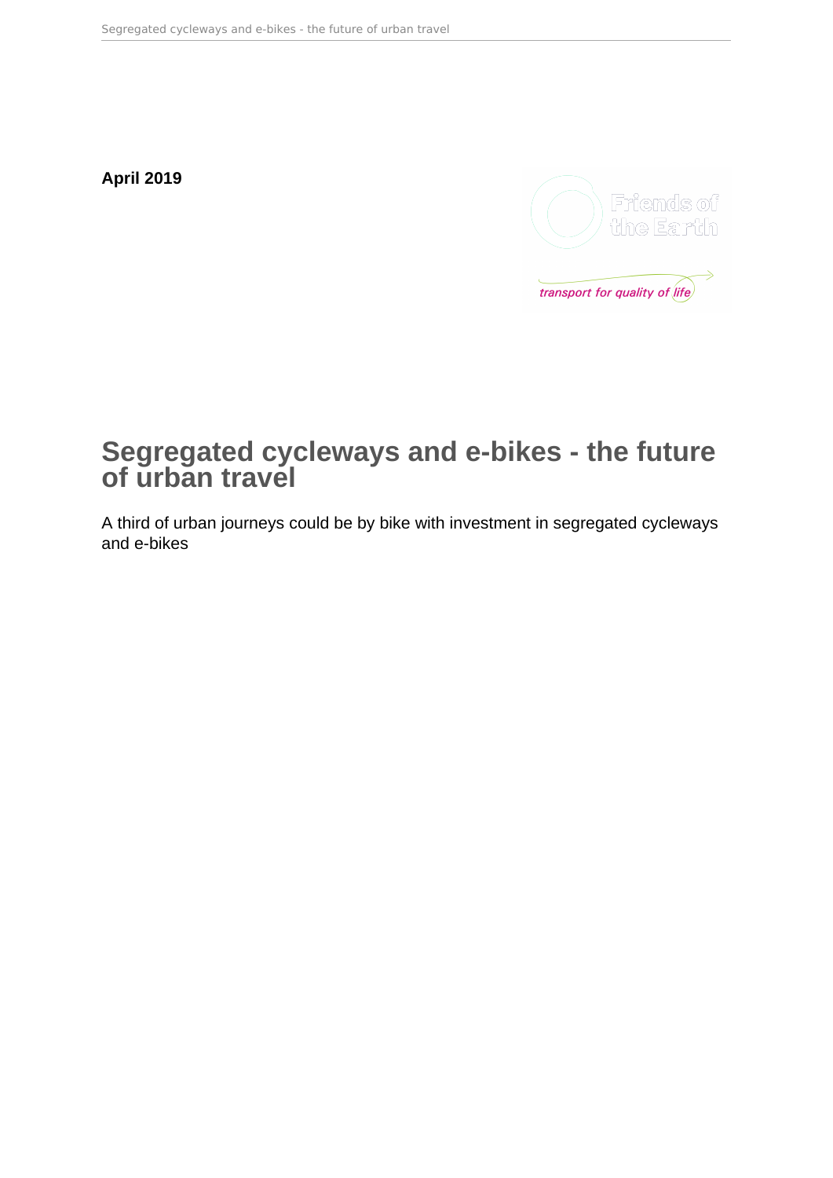**April 2019**

Friends of the Earth

*transport for quality of life*

# Segregated cycleways and e-bikes - the future of urban travel

A third of urban journeys could be by bike with investment in segregated cycleways and e-bikes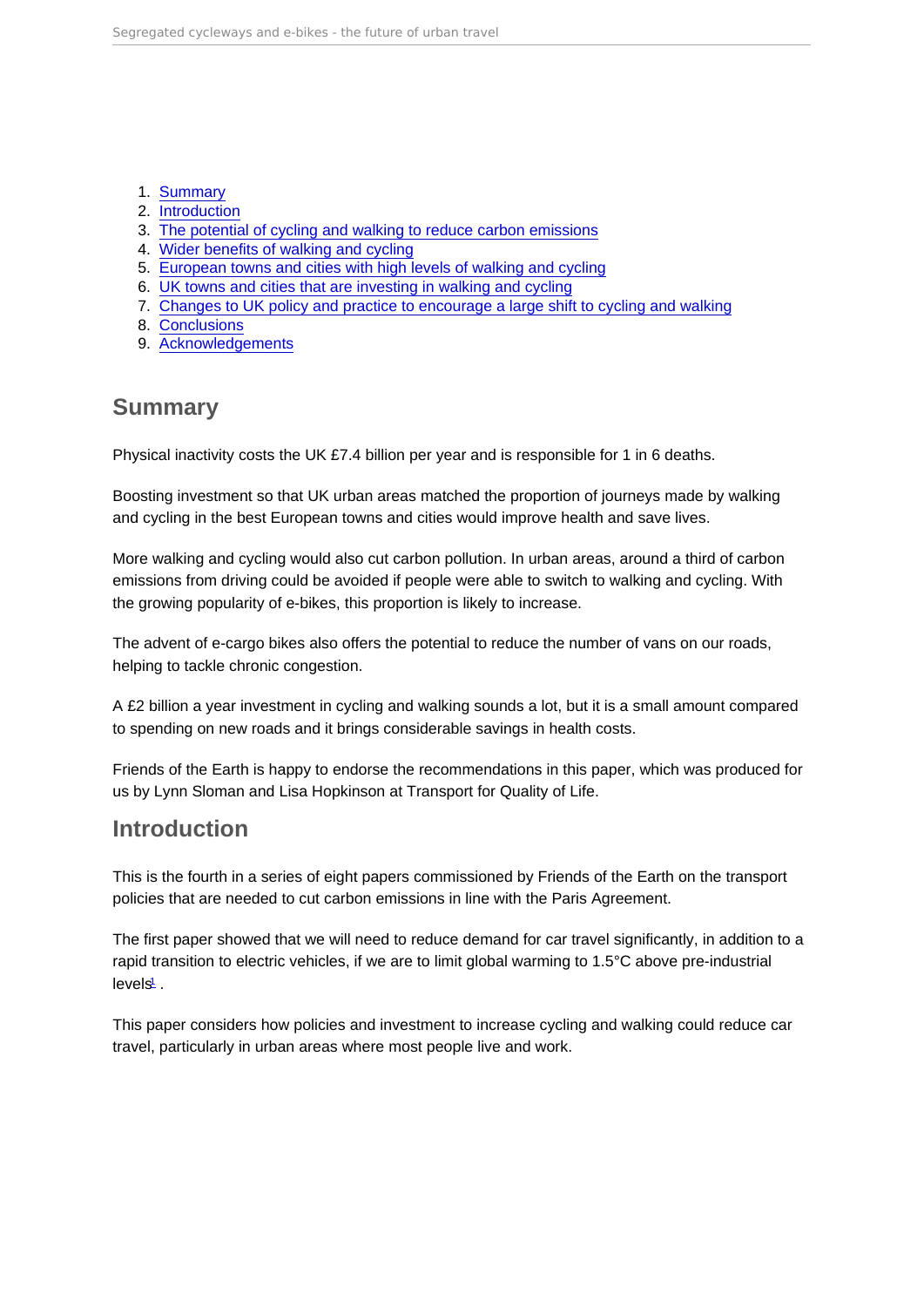1. Summary
2. Introduction
3. The potential of cycling and walking to reduce carbon emissions
4. Wider benefits of walking and cycling
5. European towns and cities with high levels of walking and cycling
6. UK towns and cities that are investing in walking and cycling
7. Changes to UK policy and practice to encourage a large shift to cycling and walking
8. Conclusions
9. Acknowledgements

## Summary

Physical inactivity costs the UK £7.4 billion per year and is responsible for 1 in 6 deaths.

Boosting investment so that UK urban areas matched the proportion of journeys made by walking and cycling in the best European towns and cities would improve health and save lives.

More walking and cycling would also cut carbon pollution. In urban areas, around a third of carbon emissions from driving could be avoided if people were able to switch to walking and cycling. With the growing popularity of e-bikes, this proportion is likely to increase.

The advent of e-cargo bikes also offers the potential to reduce the number of vans on our roads, helping to tackle chronic congestion.

A £2 billion a year investment in cycling and walking sounds a lot, but it is a small amount compared to spending on new roads and it brings considerable savings in health costs.

Friends of the Earth is happy to endorse the recommendations in this paper, which was produced for us by Lynn Sloman and Lisa Hopkinson at Transport for Quality of Life.

## Introduction

This is the fourth in a series of eight papers commissioned by Friends of the Earth on the transport policies that are needed to cut carbon emissions in line with the Paris Agreement.

The first paper showed that we will need to reduce demand for car travel significantly, in addition to a rapid transition to electric vehicles, if we are to limit global warming to 1.5°C above pre-industrial levels[1] .

This paper considers how policies and investment to increase cycling and walking could reduce car travel, particularly in urban areas where most people live and work.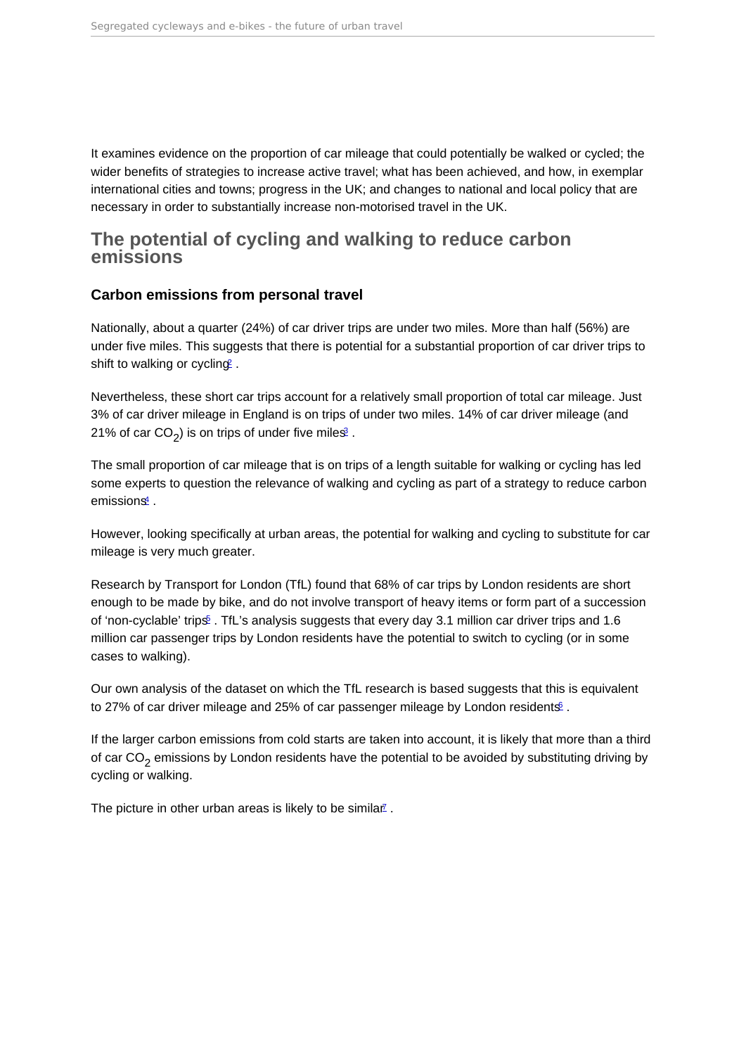It examines evidence on the proportion of car mileage that could potentially be walked or cycled; the wider benefits of strategies to increase active travel; what has been achieved, and how, in exemplar international cities and towns; progress in the UK; and changes to national and local policy that are necessary in order to substantially increase non-motorised travel in the UK.

## The potential of cycling and walking to reduce carbon emissions

### Carbon emissions from personal travel

Nationally, about a quarter (24%) of car driver trips are under two miles. More than half (56%) are under five miles. This suggests that there is potential for a substantial proportion of car driver trips to shift to walking or cycling[2] .

Nevertheless, these short car trips account for a relatively small proportion of total car mileage. Just 3% of car driver mileage in England is on trips of under two miles. 14% of car driver mileage (and 21% of car $CO_2$) is on trips of under five miles[3] .

The small proportion of car mileage that is on trips of a length suitable for walking or cycling has led some experts to question the relevance of walking and cycling as part of a strategy to reduce carbon emissions[4] .

However, looking specifically at urban areas, the potential for walking and cycling to substitute for car mileage is very much greater.

Research by Transport for London (TfL) found that 68% of car trips by London residents are short enough to be made by bike, and do not involve transport of heavy items or form part of a succession of 'non-cyclable' trips[5] . TfL's analysis suggests that every day 3.1 million car driver trips and 1.6 million car passenger trips by London residents have the potential to switch to cycling (or in some cases to walking).

Our own analysis of the dataset on which the TfL research is based suggests that this is equivalent to 27% of car driver mileage and 25% of car passenger mileage by London residents[6] .

If the larger carbon emissions from cold starts are taken into account, it is likely that more than a third of car $CO_2$ emissions by London residents have the potential to be avoided by substituting driving by cycling or walking.

The picture in other urban areas is likely to be similar[7] .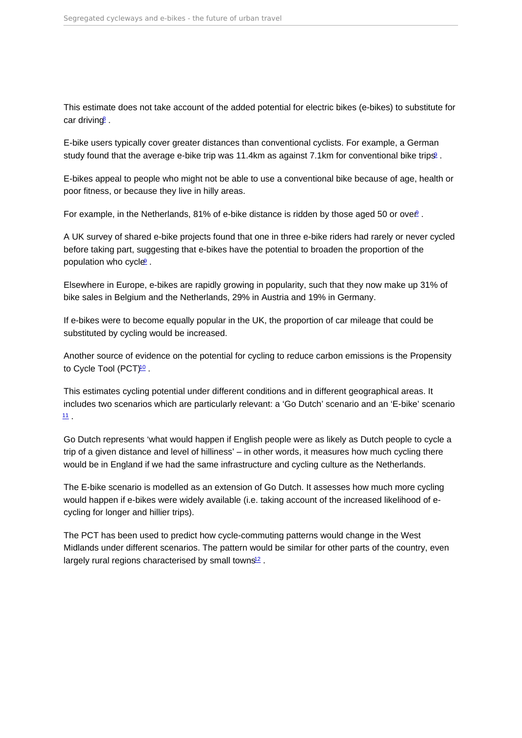This estimate does not take account of the added potential for electric bikes (e-bikes) to substitute for car driving[8].

E-bike users typically cover greater distances than conventional cyclists. For example, a German study found that the average e-bike trip was 11.4km as against 7.1km for conventional bike trips[9].

E-bikes appeal to people who might not be able to use a conventional bike because of age, health or poor fitness, or because they live in hilly areas.

For example, in the Netherlands, 81% of e-bike distance is ridden by those aged 50 or over[9].

A UK survey of shared e-bike projects found that one in three e-bike riders had rarely or never cycled before taking part, suggesting that e-bikes have the potential to broaden the proportion of the population who cycle[9].

Elsewhere in Europe, e-bikes are rapidly growing in popularity, such that they now make up 31% of bike sales in Belgium and the Netherlands, 29% in Austria and 19% in Germany.

If e-bikes were to become equally popular in the UK, the proportion of car mileage that could be substituted by cycling would be increased.

Another source of evidence on the potential for cycling to reduce carbon emissions is the Propensity to Cycle Tool (PCT)[10].

This estimates cycling potential under different conditions and in different geographical areas. It includes two scenarios which are particularly relevant: a 'Go Dutch' scenario and an 'E-bike' scenario[11].

Go Dutch represents 'what would happen if English people were as likely as Dutch people to cycle a trip of a given distance and level of hilliness' – in other words, it measures how much cycling there would be in England if we had the same infrastructure and cycling culture as the Netherlands.

The E-bike scenario is modelled as an extension of Go Dutch. It assesses how much more cycling would happen if e-bikes were widely available (i.e. taking account of the increased likelihood of e-cycling for longer and hillier trips).

The PCT has been used to predict how cycle-commuting patterns would change in the West Midlands under different scenarios. The pattern would be similar for other parts of the country, even largely rural regions characterised by small towns[12].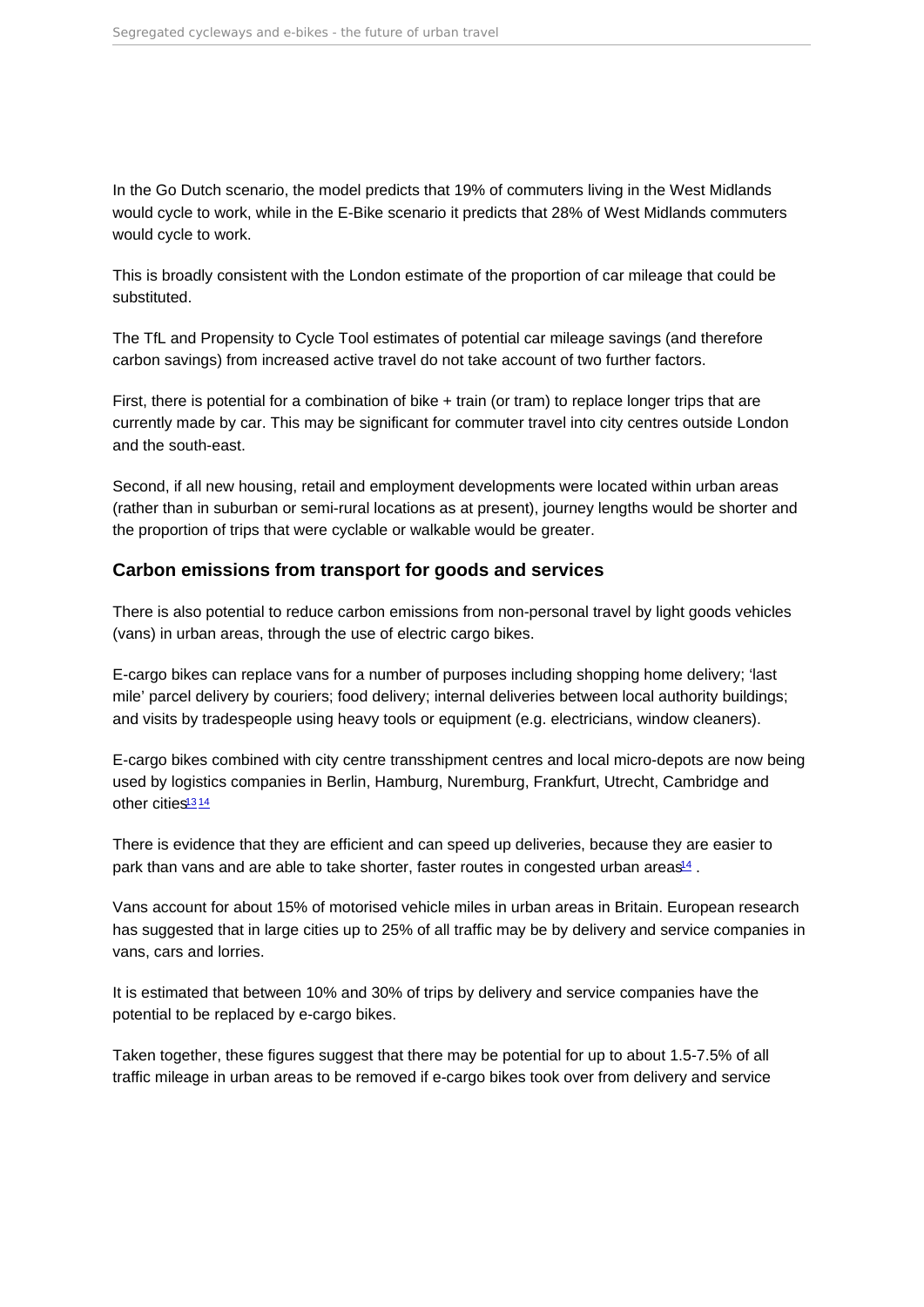In the Go Dutch scenario, the model predicts that 19% of commuters living in the West Midlands would cycle to work, while in the E-Bike scenario it predicts that 28% of West Midlands commuters would cycle to work.

This is broadly consistent with the London estimate of the proportion of car mileage that could be substituted.

The TfL and Propensity to Cycle Tool estimates of potential car mileage savings (and therefore carbon savings) from increased active travel do not take account of two further factors.

First, there is potential for a combination of bike + train (or tram) to replace longer trips that are currently made by car. This may be significant for commuter travel into city centres outside London and the south-east.

Second, if all new housing, retail and employment developments were located within urban areas (rather than in suburban or semi-rural locations as at present), journey lengths would be shorter and the proportion of trips that were cyclable or walkable would be greater.

### Carbon emissions from transport for goods and services

There is also potential to reduce carbon emissions from non-personal travel by light goods vehicles (vans) in urban areas, through the use of electric cargo bikes.

E-cargo bikes can replace vans for a number of purposes including shopping home delivery; 'last mile' parcel delivery by couriers; food delivery; internal deliveries between local authority buildings; and visits by tradespeople using heavy tools or equipment (e.g. electricians, window cleaners).

E-cargo bikes combined with city centre transshipment centres and local micro-depots are now being used by logistics companies in Berlin, Hamburg, Nuremburg, Frankfurt, Utrecht, Cambridge and other cities[13] [14]

There is evidence that they are efficient and can speed up deliveries, because they are easier to park than vans and are able to take shorter, faster routes in congested urban areas[14] .

Vans account for about 15% of motorised vehicle miles in urban areas in Britain. European research has suggested that in large cities up to 25% of all traffic may be by delivery and service companies in vans, cars and lorries.

It is estimated that between 10% and 30% of trips by delivery and service companies have the potential to be replaced by e-cargo bikes.

Taken together, these figures suggest that there may be potential for up to about 1.5-7.5% of all traffic mileage in urban areas to be removed if e-cargo bikes took over from delivery and service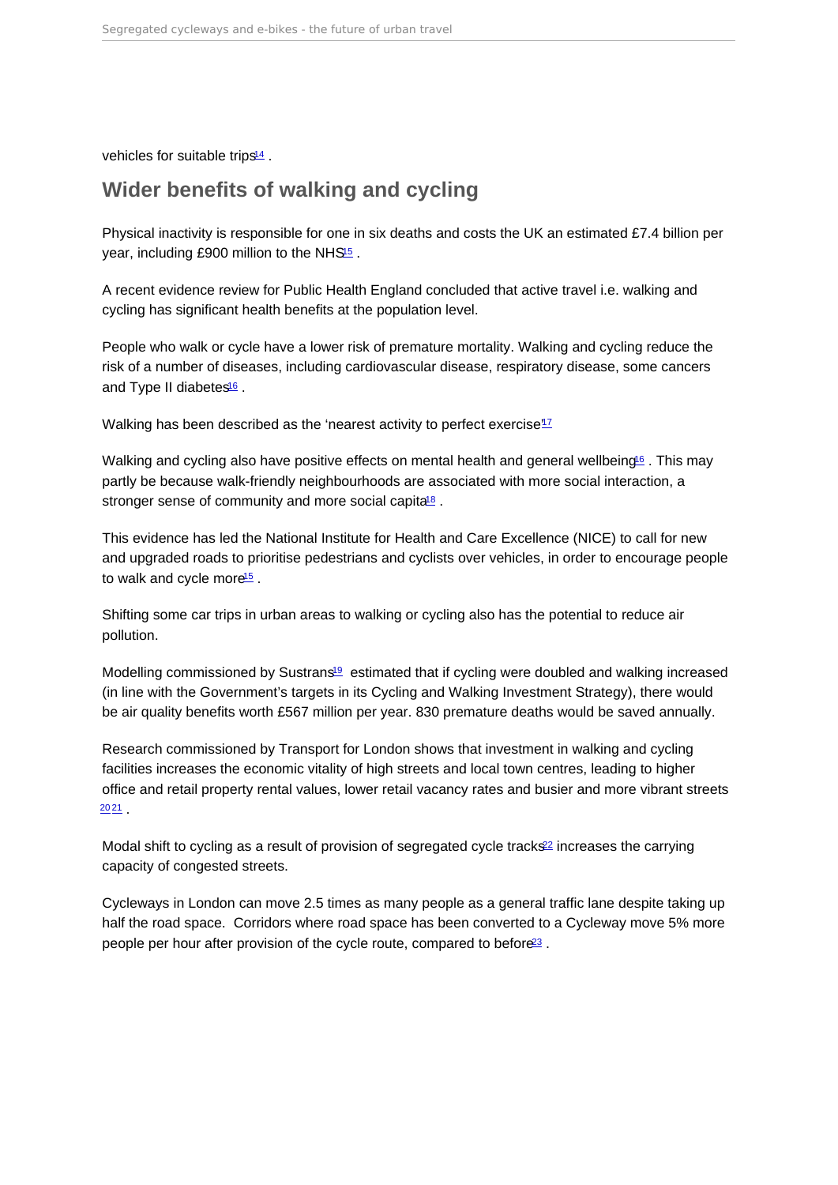vehicles for suitable trips[14] .

## Wider benefits of walking and cycling

Physical inactivity is responsible for one in six deaths and costs the UK an estimated £7.4 billion per year, including £900 million to the NHS[15] .

A recent evidence review for Public Health England concluded that active travel i.e. walking and cycling has significant health benefits at the population level.

People who walk or cycle have a lower risk of premature mortality. Walking and cycling reduce the risk of a number of diseases, including cardiovascular disease, respiratory disease, some cancers and Type II diabetes[16] .

Walking has been described as the 'nearest activity to perfect exercise'[17]

Walking and cycling also have positive effects on mental health and general wellbeing[16] . This may partly be because walk-friendly neighbourhoods are associated with more social interaction, a stronger sense of community and more social capital[18] .

This evidence has led the National Institute for Health and Care Excellence (NICE) to call for new and upgraded roads to prioritise pedestrians and cyclists over vehicles, in order to encourage people to walk and cycle more[15] .

Shifting some car trips in urban areas to walking or cycling also has the potential to reduce air pollution.

Modelling commissioned by Sustrans[19] estimated that if cycling were doubled and walking increased (in line with the Government's targets in its Cycling and Walking Investment Strategy), there would be air quality benefits worth £567 million per year. 830 premature deaths would be saved annually.

Research commissioned by Transport for London shows that investment in walking and cycling facilities increases the economic vitality of high streets and local town centres, leading to higher office and retail property rental values, lower retail vacancy rates and busier and more vibrant streets [20] [21] .

Modal shift to cycling as a result of provision of segregated cycle tracks[22] increases the carrying capacity of congested streets.

Cycleways in London can move 2.5 times as many people as a general traffic lane despite taking up half the road space. Corridors where road space has been converted to a Cycleway move 5% more people per hour after provision of the cycle route, compared to before[23] .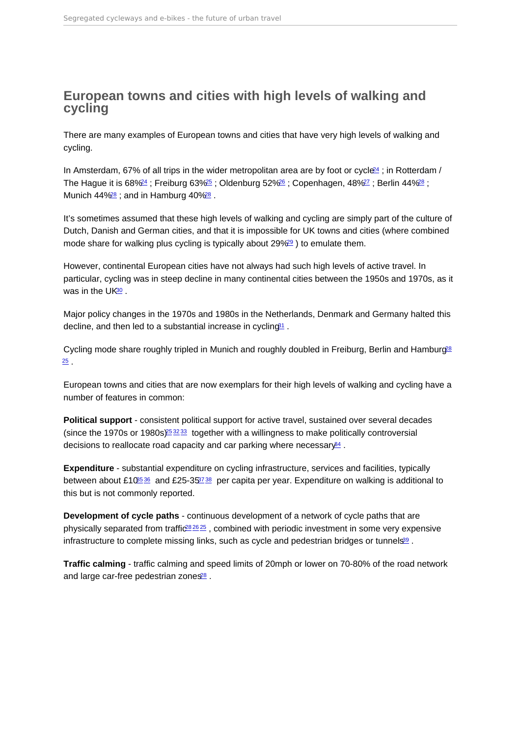## European towns and cities with high levels of walking and cycling

There are many examples of European towns and cities that have very high levels of walking and cycling.

In Amsterdam, 67% of all trips in the wider metropolitan area are by foot or cycle[24] ; in Rotterdam / The Hague it is 68%[24] ; Freiburg 63%[25] ; Oldenburg 52%[26] ; Copenhagen, 48%[27] ; Berlin 44%[28] ; Munich 44%[28] ; and in Hamburg 40%[28] .

It's sometimes assumed that these high levels of walking and cycling are simply part of the culture of Dutch, Danish and German cities, and that it is impossible for UK towns and cities (where combined mode share for walking plus cycling is typically about 29%[29] ) to emulate them.

However, continental European cities have not always had such high levels of active travel. In particular, cycling was in steep decline in many continental cities between the 1950s and 1970s, as it was in the UK[30] .

Major policy changes in the 1970s and 1980s in the Netherlands, Denmark and Germany halted this decline, and then led to a substantial increase in cycling[31] .

Cycling mode share roughly tripled in Munich and roughly doubled in Freiburg, Berlin and Hamburg[28] [25] .

European towns and cities that are now exemplars for their high levels of walking and cycling have a number of features in common:

**Political support** - consistent political support for active travel, sustained over several decades (since the 1970s or 1980s)[25] [32] [33] together with a willingness to make politically controversial decisions to reallocate road capacity and car parking where necessary[34] .

**Expenditure** - substantial expenditure on cycling infrastructure, services and facilities, typically between about £10[35] [36] and £25-35[37] [38] per capita per year. Expenditure on walking is additional to this but is not commonly reported.

**Development of cycle paths** - continuous development of a network of cycle paths that are physically separated from traffic[28] [26] [25] , combined with periodic investment in some very expensive infrastructure to complete missing links, such as cycle and pedestrian bridges or tunnels[39] .

**Traffic calming** - traffic calming and speed limits of 20mph or lower on 70-80% of the road network and large car-free pedestrian zones[28] .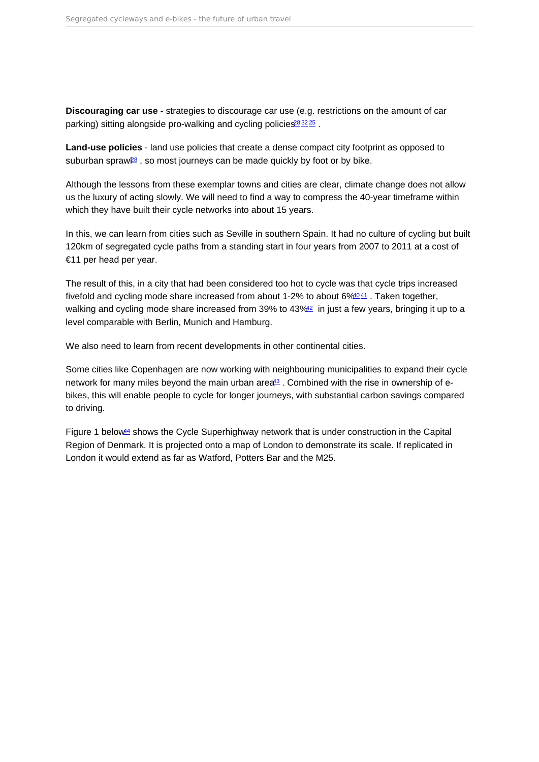**Discouraging car use** - strategies to discourage car use (e.g. restrictions on the amount of car parking) sitting alongside pro-walking and cycling policies[28 32 25] .

**Land-use policies** - land use policies that create a dense compact city footprint as opposed to suburban sprawl[28] , so most journeys can be made quickly by foot or by bike.

Although the lessons from these exemplar towns and cities are clear, climate change does not allow us the luxury of acting slowly. We will need to find a way to compress the 40-year timeframe within which they have built their cycle networks into about 15 years.

In this, we can learn from cities such as Seville in southern Spain. It had no culture of cycling but built 120km of segregated cycle paths from a standing start in four years from 2007 to 2011 at a cost of €11 per head per year.

The result of this, in a city that had been considered too hot to cycle was that cycle trips increased fivefold and cycling mode share increased from about 1-2% to about 6%[40 41] . Taken together, walking and cycling mode share increased from 39% to 43%[42] in just a few years, bringing it up to a level comparable with Berlin, Munich and Hamburg.

We also need to learn from recent developments in other continental cities.

Some cities like Copenhagen are now working with neighbouring municipalities to expand their cycle network for many miles beyond the main urban area[43] . Combined with the rise in ownership of e-bikes, this will enable people to cycle for longer journeys, with substantial carbon savings compared to driving.

Figure 1 below[44] shows the Cycle Superhighway network that is under construction in the Capital Region of Denmark. It is projected onto a map of London to demonstrate its scale. If replicated in London it would extend as far as Watford, Potters Bar and the M25.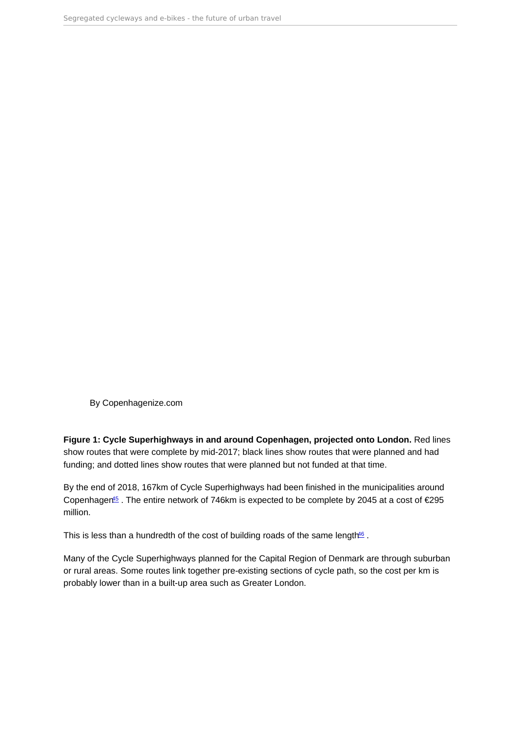By Copenhagenize.com

**Figure 1: Cycle Superhighways in and around Copenhagen, projected onto London.** Red lines show routes that were complete by mid-2017; black lines show routes that were planned and had funding; and dotted lines show routes that were planned but not funded at that time.

By the end of 2018, 167km of Cycle Superhighways had been finished in the municipalities around Copenhagen[45]. The entire network of 746km is expected to be complete by 2045 at a cost of €295 million.

This is less than a hundredth of the cost of building roads of the same length[46].

Many of the Cycle Superhighways planned for the Capital Region of Denmark are through suburban or rural areas. Some routes link together pre-existing sections of cycle path, so the cost per km is probably lower than in a built-up area such as Greater London.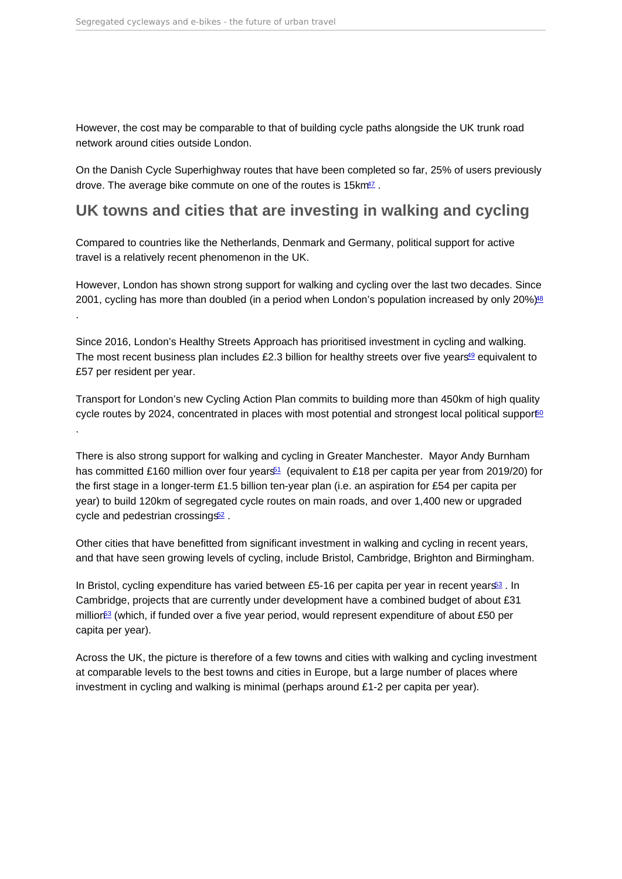However, the cost may be comparable to that of building cycle paths alongside the UK trunk road network around cities outside London.

On the Danish Cycle Superhighway routes that have been completed so far, 25% of users previously drove. The average bike commute on one of the routes is 15km[47] .

## UK towns and cities that are investing in walking and cycling

Compared to countries like the Netherlands, Denmark and Germany, political support for active travel is a relatively recent phenomenon in the UK.

However, London has shown strong support for walking and cycling over the last two decades. Since 2001, cycling has more than doubled (in a period when London's population increased by only 20%)[48] .

Since 2016, London's Healthy Streets Approach has prioritised investment in cycling and walking. The most recent business plan includes £2.3 billion for healthy streets over five years[49] equivalent to £57 per resident per year.

Transport for London's new Cycling Action Plan commits to building more than 450km of high quality cycle routes by 2024, concentrated in places with most potential and strongest local political support[50] .

There is also strong support for walking and cycling in Greater Manchester. Mayor Andy Burnham has committed £160 million over four years[51] (equivalent to £18 per capita per year from 2019/20) for the first stage in a longer-term £1.5 billion ten-year plan (i.e. an aspiration for £54 per capita per year) to build 120km of segregated cycle routes on main roads, and over 1,400 new or upgraded cycle and pedestrian crossings[52] .

Other cities that have benefitted from significant investment in walking and cycling in recent years, and that have seen growing levels of cycling, include Bristol, Cambridge, Brighton and Birmingham.

In Bristol, cycling expenditure has varied between £5-16 per capita per year in recent years[53] . In Cambridge, projects that are currently under development have a combined budget of about £31 million[53] (which, if funded over a five year period, would represent expenditure of about £50 per capita per year).

Across the UK, the picture is therefore of a few towns and cities with walking and cycling investment at comparable levels to the best towns and cities in Europe, but a large number of places where investment in cycling and walking is minimal (perhaps around £1-2 per capita per year).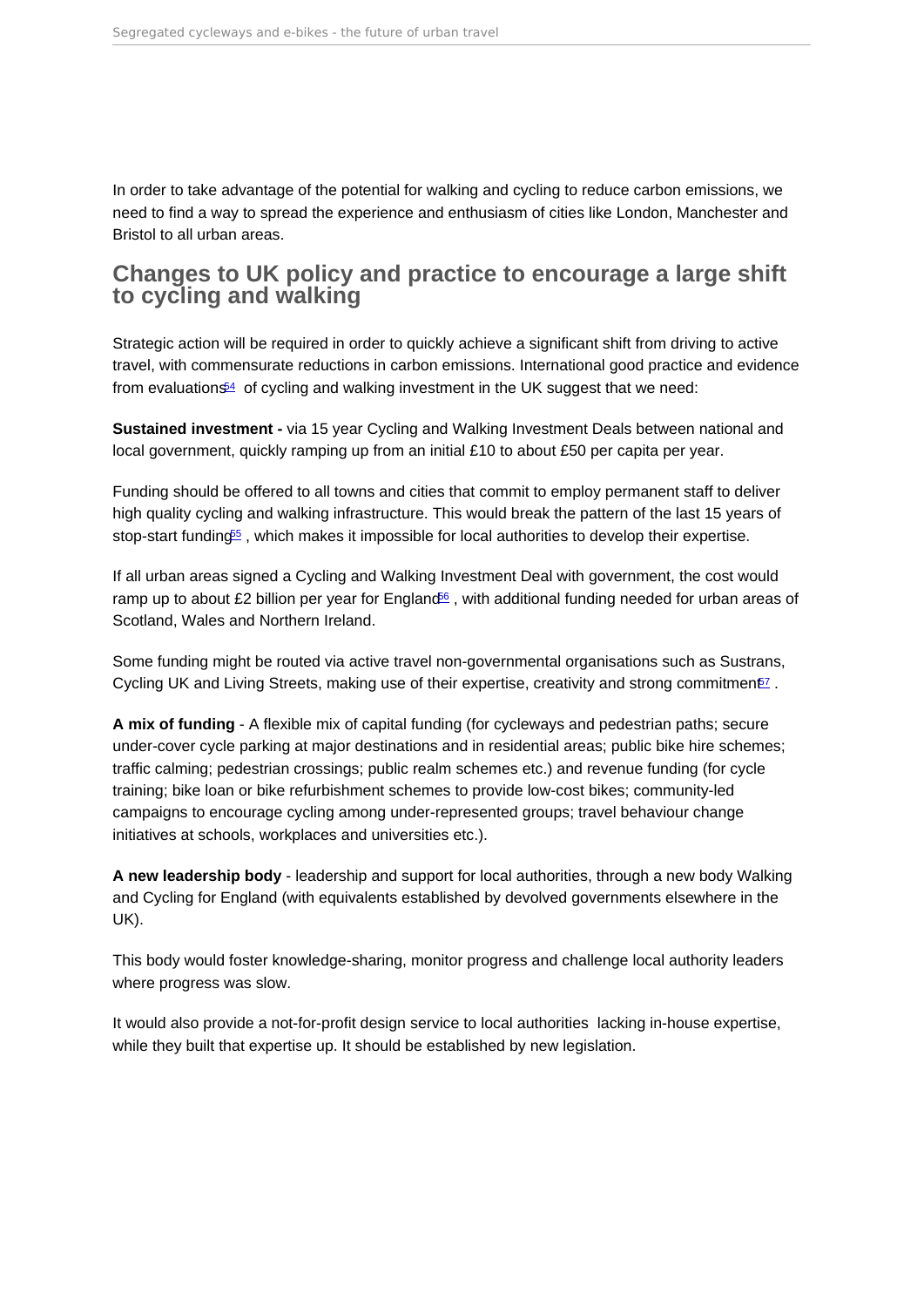In order to take advantage of the potential for walking and cycling to reduce carbon emissions, we need to find a way to spread the experience and enthusiasm of cities like London, Manchester and Bristol to all urban areas.

## Changes to UK policy and practice to encourage a large shift to cycling and walking

Strategic action will be required in order to quickly achieve a significant shift from driving to active travel, with commensurate reductions in carbon emissions. International good practice and evidence from evaluations[54] of cycling and walking investment in the UK suggest that we need:

**Sustained investment -** via 15 year Cycling and Walking Investment Deals between national and local government, quickly ramping up from an initial £10 to about £50 per capita per year.

Funding should be offered to all towns and cities that commit to employ permanent staff to deliver high quality cycling and walking infrastructure. This would break the pattern of the last 15 years of stop-start funding[55], which makes it impossible for local authorities to develop their expertise.

If all urban areas signed a Cycling and Walking Investment Deal with government, the cost would ramp up to about £2 billion per year for England[56], with additional funding needed for urban areas of Scotland, Wales and Northern Ireland.

Some funding might be routed via active travel non-governmental organisations such as Sustrans, Cycling UK and Living Streets, making use of their expertise, creativity and strong commitment[57].

**A mix of funding** - A flexible mix of capital funding (for cycleways and pedestrian paths; secure under-cover cycle parking at major destinations and in residential areas; public bike hire schemes; traffic calming; pedestrian crossings; public realm schemes etc.) and revenue funding (for cycle training; bike loan or bike refurbishment schemes to provide low-cost bikes; community-led campaigns to encourage cycling among under-represented groups; travel behaviour change initiatives at schools, workplaces and universities etc.).

**A new leadership body** - leadership and support for local authorities, through a new body Walking and Cycling for England (with equivalents established by devolved governments elsewhere in the UK).

This body would foster knowledge-sharing, monitor progress and challenge local authority leaders where progress was slow.

It would also provide a not-for-profit design service to local authorities lacking in-house expertise, while they built that expertise up. It should be established by new legislation.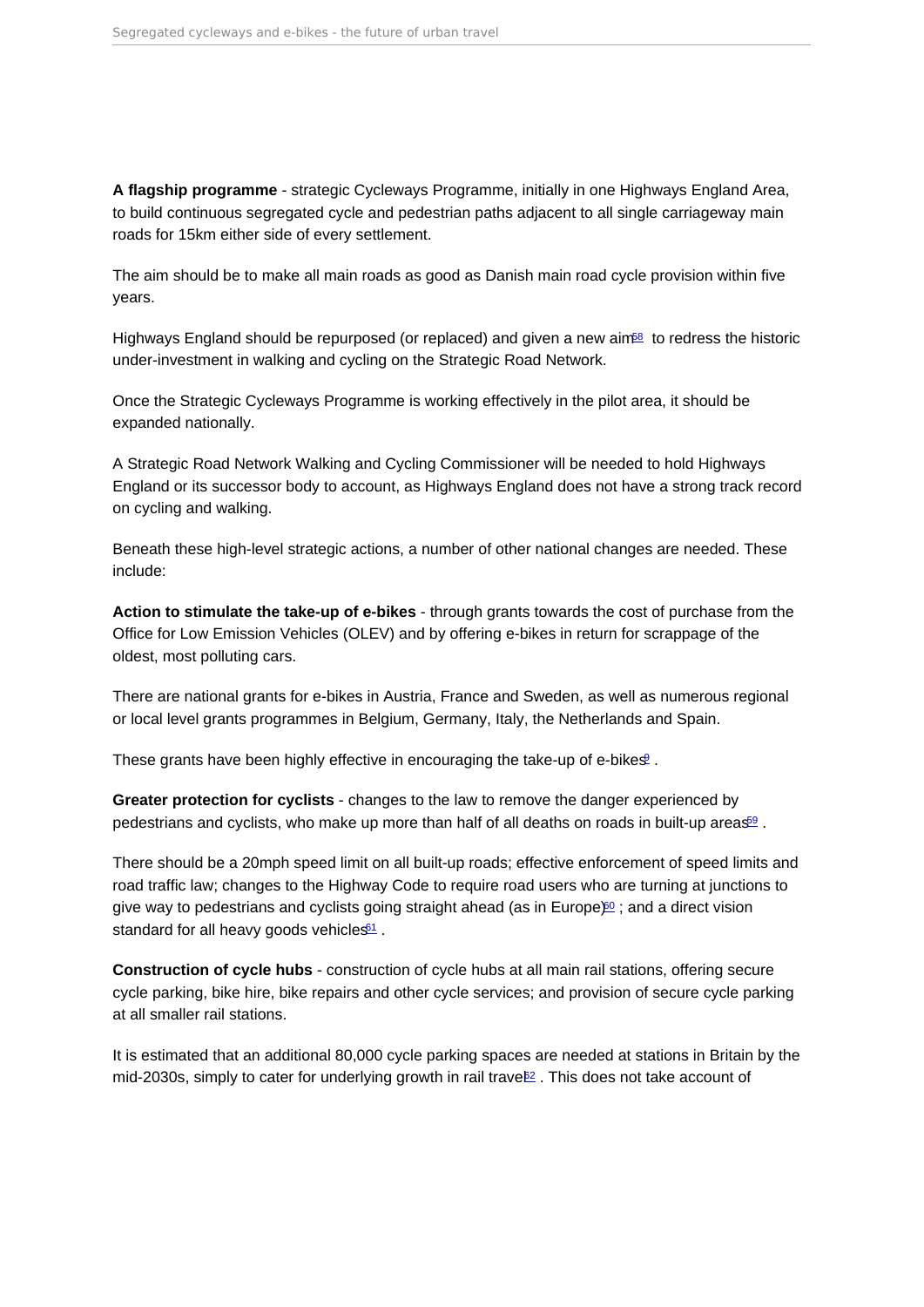**A flagship programme** - strategic Cycleways Programme, initially in one Highways England Area, to build continuous segregated cycle and pedestrian paths adjacent to all single carriageway main roads for 15km either side of every settlement.

The aim should be to make all main roads as good as Danish main road cycle provision within five years.

Highways England should be repurposed (or replaced) and given a new aim[58] to redress the historic under-investment in walking and cycling on the Strategic Road Network.

Once the Strategic Cycleways Programme is working effectively in the pilot area, it should be expanded nationally.

A Strategic Road Network Walking and Cycling Commissioner will be needed to hold Highways England or its successor body to account, as Highways England does not have a strong track record on cycling and walking.

Beneath these high-level strategic actions, a number of other national changes are needed. These include:

**Action to stimulate the take-up of e-bikes** - through grants towards the cost of purchase from the Office for Low Emission Vehicles (OLEV) and by offering e-bikes in return for scrappage of the oldest, most polluting cars.

There are national grants for e-bikes in Austria, France and Sweden, as well as numerous regional or local level grants programmes in Belgium, Germany, Italy, the Netherlands and Spain.

These grants have been highly effective in encouraging the take-up of e-bikes[9].

**Greater protection for cyclists** - changes to the law to remove the danger experienced by pedestrians and cyclists, who make up more than half of all deaths on roads in built-up areas[59].

There should be a 20mph speed limit on all built-up roads; effective enforcement of speed limits and road traffic law; changes to the Highway Code to require road users who are turning at junctions to give way to pedestrians and cyclists going straight ahead (as in Europe)[60]; and a direct vision standard for all heavy goods vehicles[61].

**Construction of cycle hubs** - construction of cycle hubs at all main rail stations, offering secure cycle parking, bike hire, bike repairs and other cycle services; and provision of secure cycle parking at all smaller rail stations.

It is estimated that an additional 80,000 cycle parking spaces are needed at stations in Britain by the mid-2030s, simply to cater for underlying growth in rail travel[62]. This does not take account of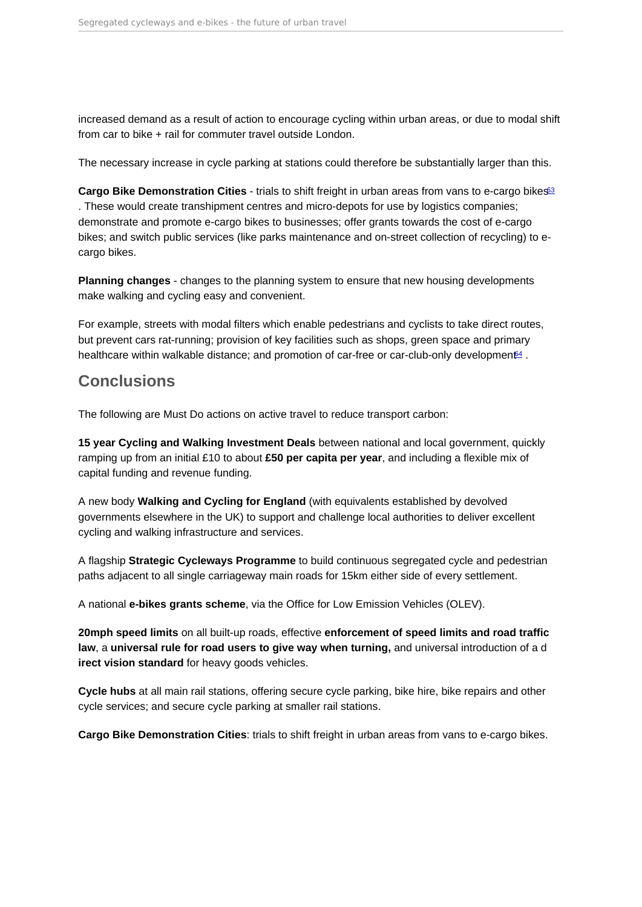increased demand as a result of action to encourage cycling within urban areas, or due to modal shift from car to bike + rail for commuter travel outside London.

The necessary increase in cycle parking at stations could therefore be substantially larger than this.

**Cargo Bike Demonstration Cities** - trials to shift freight in urban areas from vans to e-cargo bikes[63]. These would create transhipment centres and micro-depots for use by logistics companies; demonstrate and promote e-cargo bikes to businesses; offer grants towards the cost of e-cargo bikes; and switch public services (like parks maintenance and on-street collection of recycling) to e-cargo bikes.

**Planning changes** - changes to the planning system to ensure that new housing developments make walking and cycling easy and convenient.

For example, streets with modal filters which enable pedestrians and cyclists to take direct routes, but prevent cars rat-running; provision of key facilities such as shops, green space and primary healthcare within walkable distance; and promotion of car-free or car-club-only developments[64].

## Conclusions

The following are Must Do actions on active travel to reduce transport carbon:

**15 year Cycling and Walking Investment Deals** between national and local government, quickly ramping up from an initial £10 to about **£50 per capita per year**, and including a flexible mix of capital funding and revenue funding.

A new body **Walking and Cycling for England** (with equivalents established by devolved governments elsewhere in the UK) to support and challenge local authorities to deliver excellent cycling and walking infrastructure and services.

A flagship **Strategic Cycleways Programme** to build continuous segregated cycle and pedestrian paths adjacent to all single carriageway main roads for 15km either side of every settlement.

A national **e-bikes grants scheme**, via the Office for Low Emission Vehicles (OLEV).

**20mph speed limits** on all built-up roads, effective **enforcement of speed limits and road traffic law**, a **universal rule for road users to give way when turning,** and universal introduction of a **direct vision standard** for heavy goods vehicles.

**Cycle hubs** at all main rail stations, offering secure cycle parking, bike hire, bike repairs and other cycle services; and secure cycle parking at smaller rail stations.

**Cargo Bike Demonstration Cities**: trials to shift freight in urban areas from vans to e-cargo bikes.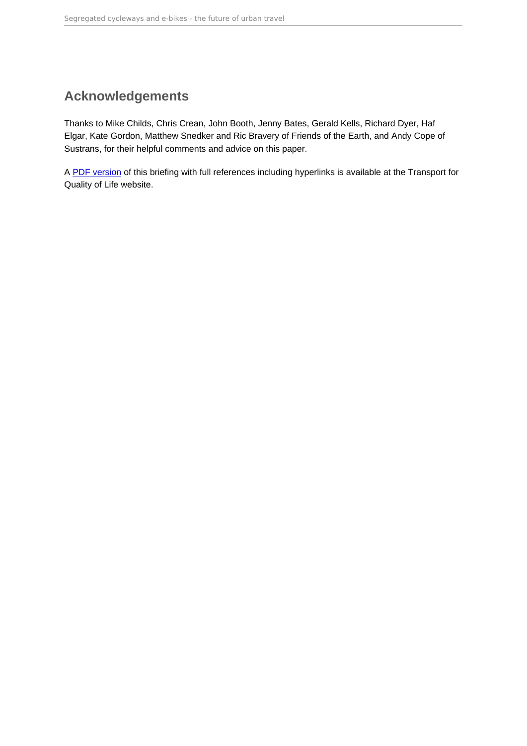## Acknowledgements

Thanks to Mike Childs, Chris Crean, John Booth, Jenny Bates, Gerald Kells, Richard Dyer, Haf Elgar, Kate Gordon, Matthew Snedker and Ric Bravery of Friends of the Earth, and Andy Cope of Sustrans, for their helpful comments and advice on this paper.

A PDF version of this briefing with full references including hyperlinks is available at the Transport for Quality of Life website.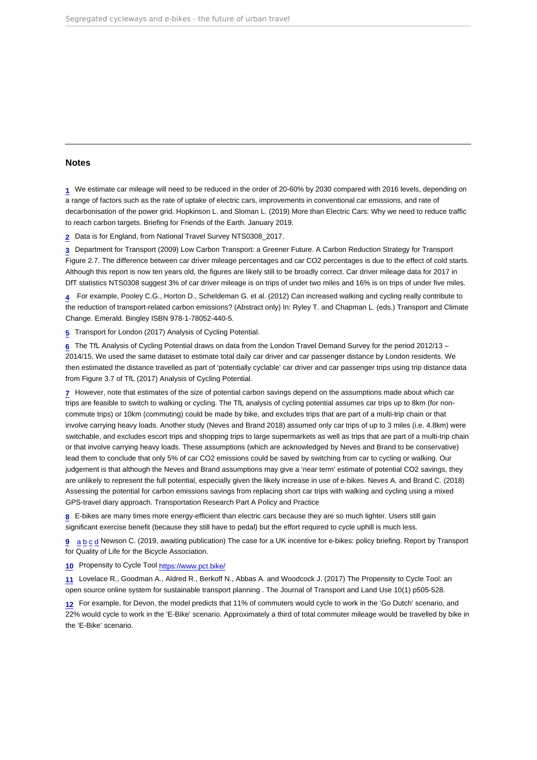## Notes

1 We estimate car mileage will need to be reduced in the order of 20-60% by 2030 compared with 2016 levels, depending on a range of factors such as the rate of uptake of electric cars, improvements in conventional car emissions, and rate of decarbonisation of the power grid. Hopkinson L. and Sloman L. (2019) More than Electric Cars: Why we need to reduce traffic to reach carbon targets. Briefing for Friends of the Earth. January 2019.

2 Data is for England, from National Travel Survey NTS0308_2017.

3 Department for Transport (2009) Low Carbon Transport: a Greener Future. A Carbon Reduction Strategy for Transport Figure 2.7. The difference between car driver mileage percentages and car $CO_2$ percentages is due to the effect of cold starts. Although this report is now ten years old, the figures are likely still to be broadly correct. Car driver mileage data for 2017 in DfT statistics NTS0308 suggest 3% of car driver mileage is on trips of under two miles and 16% is on trips of under five miles.

4 For example, Pooley C.G., Horton D., Scheldeman G. et al. (2012) Can increased walking and cycling really contribute to the reduction of transport-related carbon emissions? (Abstract only) In: Ryley T. and Chapman L. (eds.) Transport and Climate Change. Emerald. Bingley ISBN 978-1-78052-440-5.

5 Transport for London (2017) Analysis of Cycling Potential.

6 The TfL Analysis of Cycling Potential draws on data from the London Travel Demand Survey for the period 2012/13 – 2014/15. We used the same dataset to estimate total daily car driver and car passenger distance by London residents. We then estimated the distance travelled as part of 'potentially cyclable' car driver and car passenger trips using trip distance data from Figure 3.7 of TfL (2017) Analysis of Cycling Potential.

7 However, note that estimates of the size of potential carbon savings depend on the assumptions made about which car trips are feasible to switch to walking or cycling. The TfL analysis of cycling potential assumes car trips up to 8km (for non-commute trips) or 10km (commuting) could be made by bike, and excludes trips that are part of a multi-trip chain or that involve carrying heavy loads. Another study (Neves and Brand 2018) assumed only car trips of up to 3 miles (i.e. 4.8km) were switchable, and excludes escort trips and shopping trips to large supermarkets as well as trips that are part of a multi-trip chain or that involve carrying heavy loads. These assumptions (which are acknowledged by Neves and Brand to be conservative) lead them to conclude that only 5% of car $CO_2$ emissions could be saved by switching from car to cycling or walking. Our judgement is that although the Neves and Brand assumptions may give a 'near term' estimate of potential $CO_2$ savings, they are unlikely to represent the full potential, especially given the likely increase in use of e-bikes. Neves A. and Brand C. (2018) Assessing the potential for carbon emissions savings from replacing short car trips with walking and cycling using a mixed GPS-travel diary approach. Transportation Research Part A Policy and Practice

8 E-bikes are many times more energy-efficient than electric cars because they are so much lighter. Users still gain significant exercise benefit (because they still have to pedal) but the effort required to cycle uphill is much less.

9 a b c d Newson C. (2019, awaiting publication) The case for a UK incentive for e-bikes: policy briefing. Report by Transport for Quality of Life for the Bicycle Association.

10 Propensity to Cycle Tool https://www.pct.bike/

11 Lovelace R., Goodman A., Aldred R., Berkoff N., Abbas A. and Woodcock J. (2017) The Propensity to Cycle Tool: an open source online system for sustainable transport planning . The Journal of Transport and Land Use 10(1) p505-528.

12 For example, for Devon, the model predicts that 11% of commuters would cycle to work in the 'Go Dutch' scenario, and 22% would cycle to work in the 'E-Bike' scenario. Approximately a third of total commuter mileage would be travelled by bike in the 'E-Bike' scenario.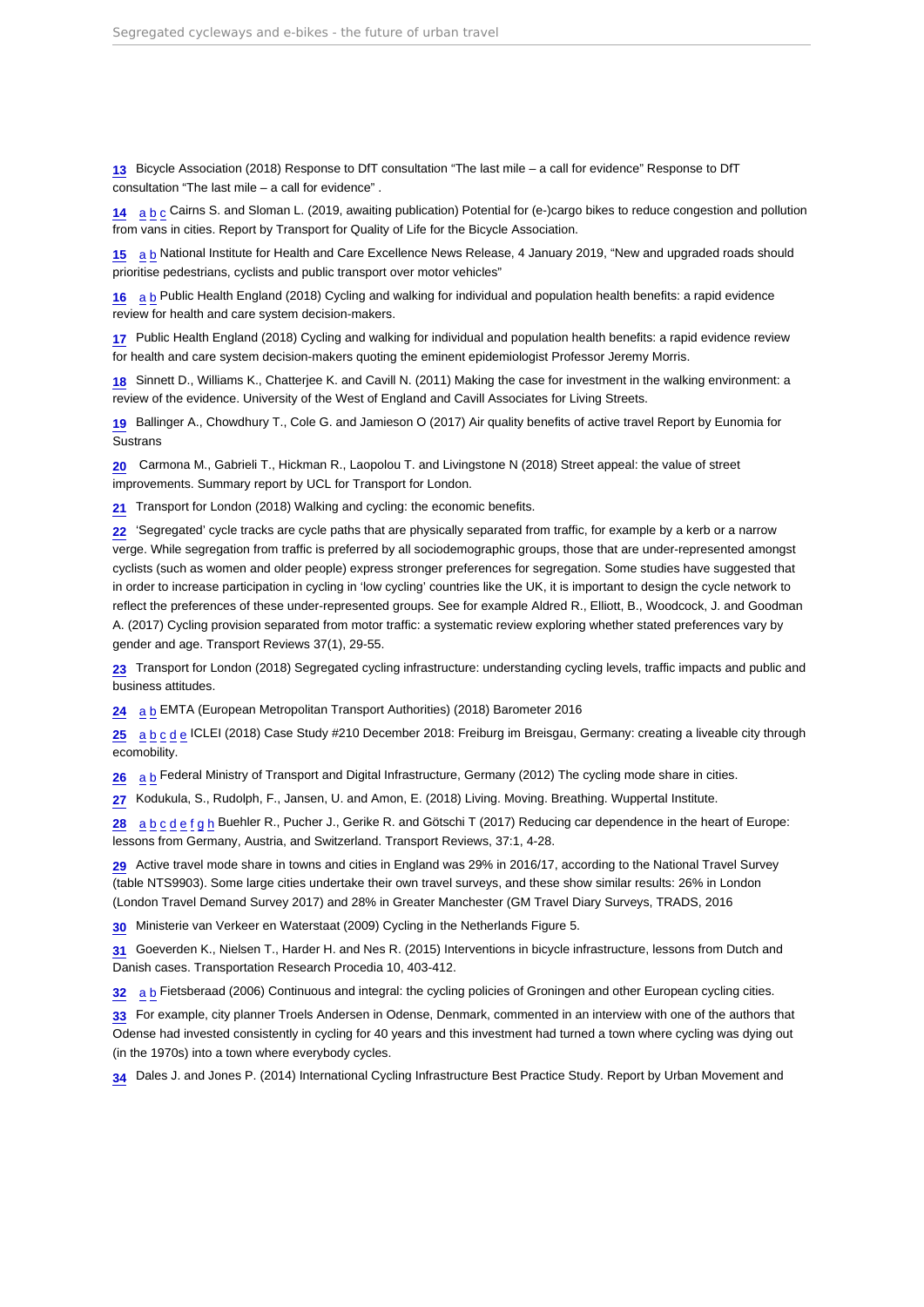13 Bicycle Association (2018) Response to DfT consultation “The last mile – a call for evidence” Response to DfT consultation “The last mile – a call for evidence” .

14 a b c Cairns S. and Sloman L. (2019, awaiting publication) Potential for (e-)cargo bikes to reduce congestion and pollution from vans in cities. Report by Transport for Quality of Life for the Bicycle Association.

15 a b National Institute for Health and Care Excellence News Release, 4 January 2019, “New and upgraded roads should prioritise pedestrians, cyclists and public transport over motor vehicles”

16 a b Public Health England (2018) Cycling and walking for individual and population health benefits: a rapid evidence review for health and care system decision-makers.

17 Public Health England (2018) Cycling and walking for individual and population health benefits: a rapid evidence review for health and care system decision-makers quoting the eminent epidemiologist Professor Jeremy Morris.

18 Sinnett D., Williams K., Chatterjee K. and Cavill N. (2011) Making the case for investment in the walking environment: a review of the evidence. University of the West of England and Cavill Associates for Living Streets.

19 Ballinger A., Chowdhury T., Cole G. and Jamieson O (2017) Air quality benefits of active travel Report by Eunomia for Sustrans

20 Carmona M., Gabrieli T., Hickman R., Laopolou T. and Livingstone N (2018) Street appeal: the value of street improvements. Summary report by UCL for Transport for London.

21 Transport for London (2018) Walking and cycling: the economic benefits.

22 ‘Segregated’ cycle tracks are cycle paths that are physically separated from traffic, for example by a kerb or a narrow verge. While segregation from traffic is preferred by all sociodemographic groups, those that are under-represented amongst cyclists (such as women and older people) express stronger preferences for segregation. Some studies have suggested that in order to increase participation in cycling in ‘low cycling’ countries like the UK, it is important to design the cycle network to reflect the preferences of these under-represented groups. See for example Aldred R., Elliott, B., Woodcock, J. and Goodman A. (2017) Cycling provision separated from motor traffic: a systematic review exploring whether stated preferences vary by gender and age. Transport Reviews 37(1), 29-55.

23 Transport for London (2018) Segregated cycling infrastructure: understanding cycling levels, traffic impacts and public and business attitudes.

24 a b EMTA (European Metropolitan Transport Authorities) (2018) Barometer 2016

25 a b c d e ICLEI (2018) Case Study #210 December 2018: Freiburg im Breisgau, Germany: creating a liveable city through ecomobility.

26 a b Federal Ministry of Transport and Digital Infrastructure, Germany (2012) The cycling mode share in cities.

27 Kodukula, S., Rudolph, F., Jansen, U. and Amon, E. (2018) Living. Moving. Breathing. Wuppertal Institute.

28 a b c d e f g h Buehler R., Pucher J., Gerike R. and Götschi T (2017) Reducing car dependence in the heart of Europe: lessons from Germany, Austria, and Switzerland. Transport Reviews, 37:1, 4-28.

29 Active travel mode share in towns and cities in England was 29% in 2016/17, according to the National Travel Survey (table NTS9903). Some large cities undertake their own travel surveys, and these show similar results: 26% in London (London Travel Demand Survey 2017) and 28% in Greater Manchester (GM Travel Diary Surveys, TRADS, 2016

30 Ministerie van Verkeer en Waterstaat (2009) Cycling in the Netherlands Figure 5.

31 Goeverden K., Nielsen T., Harder H. and Nes R. (2015) Interventions in bicycle infrastructure, lessons from Dutch and Danish cases. Transportation Research Procedia 10, 403-412.

32 a b Fietsberaad (2006) Continuous and integral: the cycling policies of Groningen and other European cycling cities.

33 For example, city planner Troels Andersen in Odense, Denmark, commented in an interview with one of the authors that Odense had invested consistently in cycling for 40 years and this investment had turned a town where cycling was dying out (in the 1970s) into a town where everybody cycles.

34 Dales J. and Jones P. (2014) International Cycling Infrastructure Best Practice Study. Report by Urban Movement and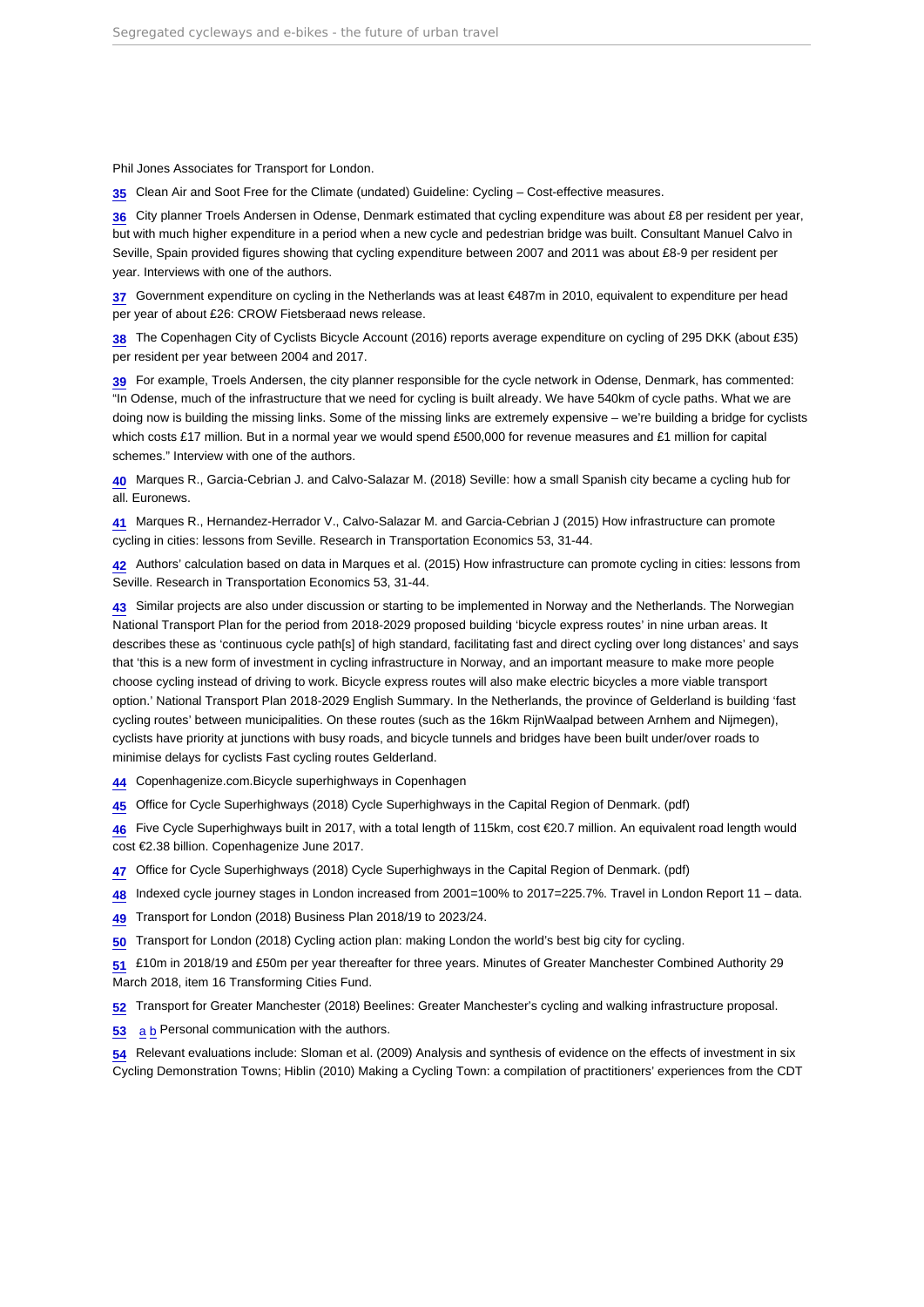Phil Jones Associates for Transport for London.

35 Clean Air and Soot Free for the Climate (undated) Guideline: Cycling – Cost-effective measures.

36 City planner Troels Andersen in Odense, Denmark estimated that cycling expenditure was about £8 per resident per year, but with much higher expenditure in a period when a new cycle and pedestrian bridge was built. Consultant Manuel Calvo in Seville, Spain provided figures showing that cycling expenditure between 2007 and 2011 was about £8-9 per resident per year. Interviews with one of the authors.

37 Government expenditure on cycling in the Netherlands was at least €487m in 2010, equivalent to expenditure per head per year of about £26: CROW Fietsberaad news release.

38 The Copenhagen City of Cyclists Bicycle Account (2016) reports average expenditure on cycling of 295 DKK (about £35) per resident per year between 2004 and 2017.

39 For example, Troels Andersen, the city planner responsible for the cycle network in Odense, Denmark, has commented: "In Odense, much of the infrastructure that we need for cycling is built already. We have 540km of cycle paths. What we are doing now is building the missing links. Some of the missing links are extremely expensive – we're building a bridge for cyclists which costs £17 million. But in a normal year we would spend £500,000 for revenue measures and £1 million for capital schemes." Interview with one of the authors.

40 Marques R., Garcia-Cebrian J. and Calvo-Salazar M. (2018) Seville: how a small Spanish city became a cycling hub for all. Euronews.

41 Marques R., Hernandez-Herrador V., Calvo-Salazar M. and Garcia-Cebrian J (2015) How infrastructure can promote cycling in cities: lessons from Seville. Research in Transportation Economics 53, 31-44.

42 Authors' calculation based on data in Marques et al. (2015) How infrastructure can promote cycling in cities: lessons from Seville. Research in Transportation Economics 53, 31-44.

43 Similar projects are also under discussion or starting to be implemented in Norway and the Netherlands. The Norwegian National Transport Plan for the period from 2018-2029 proposed building 'bicycle express routes' in nine urban areas. It describes these as 'continuous cycle path[s] of high standard, facilitating fast and direct cycling over long distances' and says that 'this is a new form of investment in cycling infrastructure in Norway, and an important measure to make more people choose cycling instead of driving to work. Bicycle express routes will also make electric bicycles a more viable transport option.' National Transport Plan 2018-2029 English Summary. In the Netherlands, the province of Gelderland is building 'fast cycling routes' between municipalities. On these routes (such as the 16km RijnWaalpad between Arnhem and Nijmegen), cyclists have priority at junctions with busy roads, and bicycle tunnels and bridges have been built under/over roads to minimise delays for cyclists Fast cycling routes Gelderland.

44 Copenhagenize.com.Bicycle superhighways in Copenhagen

45 Office for Cycle Superhighways (2018) Cycle Superhighways in the Capital Region of Denmark. (pdf)

46 Five Cycle Superhighways built in 2017, with a total length of 115km, cost €20.7 million. An equivalent road length would cost €2.38 billion. Copenhagenize June 2017.

47 Office for Cycle Superhighways (2018) Cycle Superhighways in the Capital Region of Denmark. (pdf)

48 Indexed cycle journey stages in London increased from 2001=100% to 2017=225.7%. Travel in London Report 11 – data.

49 Transport for London (2018) Business Plan 2018/19 to 2023/24.

50 Transport for London (2018) Cycling action plan: making London the world's best big city for cycling.

51 £10m in 2018/19 and £50m per year thereafter for three years. Minutes of Greater Manchester Combined Authority 29 March 2018, item 16 Transforming Cities Fund.

52 Transport for Greater Manchester (2018) Beelines: Greater Manchester's cycling and walking infrastructure proposal.

53 a b Personal communication with the authors.

54 Relevant evaluations include: Sloman et al. (2009) Analysis and synthesis of evidence on the effects of investment in six Cycling Demonstration Towns; Hiblin (2010) Making a Cycling Town: a compilation of practitioners' experiences from the CDT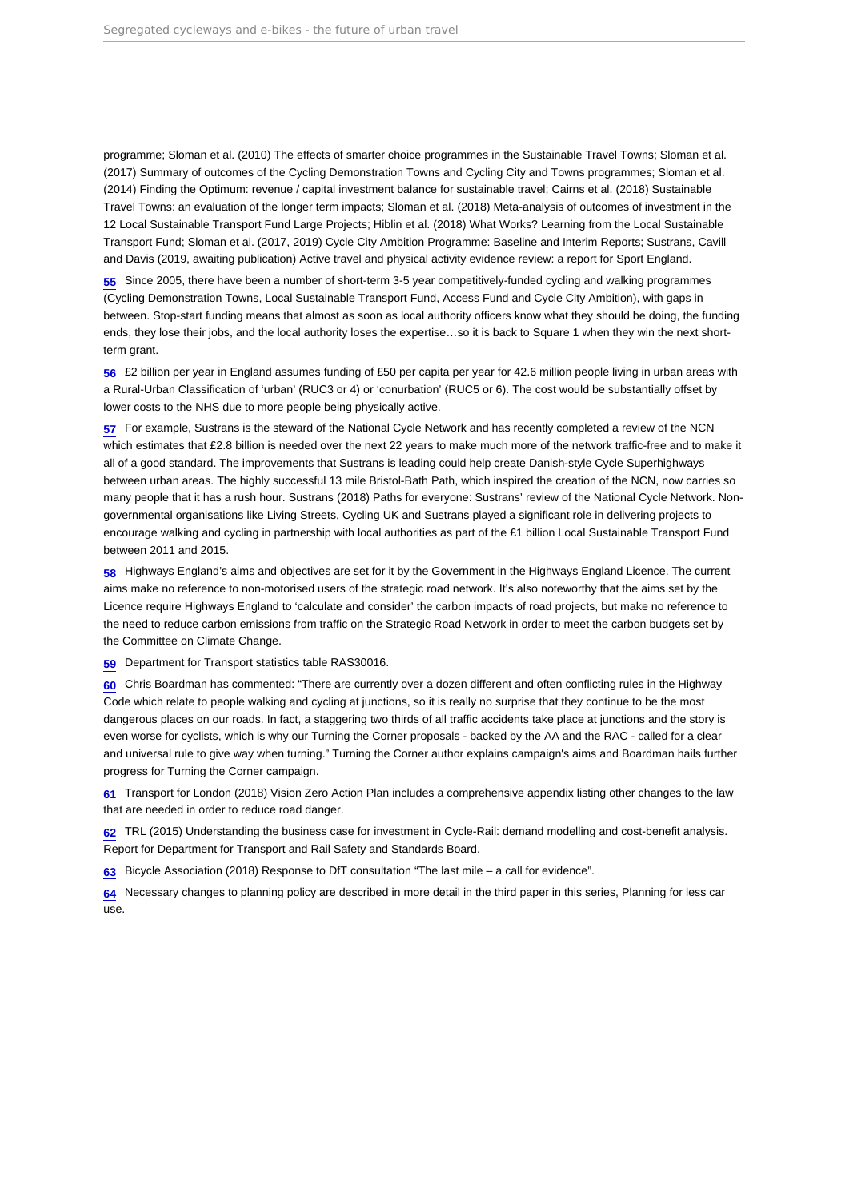programme; Sloman et al. (2010) The effects of smarter choice programmes in the Sustainable Travel Towns; Sloman et al. (2017) Summary of outcomes of the Cycling Demonstration Towns and Cycling City and Towns programmes; Sloman et al. (2014) Finding the Optimum: revenue / capital investment balance for sustainable travel; Cairns et al. (2018) Sustainable Travel Towns: an evaluation of the longer term impacts; Sloman et al. (2018) Meta-analysis of outcomes of investment in the 12 Local Sustainable Transport Fund Large Projects; Hiblin et al. (2018) What Works? Learning from the Local Sustainable Transport Fund; Sloman et al. (2017, 2019) Cycle City Ambition Programme: Baseline and Interim Reports; Sustrans, Cavill and Davis (2019, awaiting publication) Active travel and physical activity evidence review: a report for Sport England.

55 Since 2005, there have been a number of short-term 3-5 year competitively-funded cycling and walking programmes (Cycling Demonstration Towns, Local Sustainable Transport Fund, Access Fund and Cycle City Ambition), with gaps in between. Stop-start funding means that almost as soon as local authority officers know what they should be doing, the funding ends, they lose their jobs, and the local authority loses the expertise…so it is back to Square 1 when they win the next short-term grant.

56 £2 billion per year in England assumes funding of £50 per capita per year for 42.6 million people living in urban areas with a Rural-Urban Classification of 'urban' (RUC3 or 4) or 'conurbation' (RUC5 or 6). The cost would be substantially offset by lower costs to the NHS due to more people being physically active.

57 For example, Sustrans is the steward of the National Cycle Network and has recently completed a review of the NCN which estimates that £2.8 billion is needed over the next 22 years to make much more of the network traffic-free and to make it all of a good standard. The improvements that Sustrans is leading could help create Danish-style Cycle Superhighways between urban areas. The highly successful 13 mile Bristol-Bath Path, which inspired the creation of the NCN, now carries so many people that it has a rush hour. Sustrans (2018) Paths for everyone: Sustrans' review of the National Cycle Network. Non-governmental organisations like Living Streets, Cycling UK and Sustrans played a significant role in delivering projects to encourage walking and cycling in partnership with local authorities as part of the £1 billion Local Sustainable Transport Fund between 2011 and 2015.

58 Highways England's aims and objectives are set for it by the Government in the Highways England Licence. The current aims make no reference to non-motorised users of the strategic road network. It's also noteworthy that the aims set by the Licence require Highways England to 'calculate and consider' the carbon impacts of road projects, but make no reference to the need to reduce carbon emissions from traffic on the Strategic Road Network in order to meet the carbon budgets set by the Committee on Climate Change.

59 Department for Transport statistics table RAS30016.

60 Chris Boardman has commented: "There are currently over a dozen different and often conflicting rules in the Highway Code which relate to people walking and cycling at junctions, so it is really no surprise that they continue to be the most dangerous places on our roads. In fact, a staggering two thirds of all traffic accidents take place at junctions and the story is even worse for cyclists, which is why our Turning the Corner proposals - backed by the AA and the RAC - called for a clear and universal rule to give way when turning." Turning the Corner author explains campaign's aims and Boardman hails further progress for Turning the Corner campaign.

61 Transport for London (2018) Vision Zero Action Plan includes a comprehensive appendix listing other changes to the law that are needed in order to reduce road danger.

62 TRL (2015) Understanding the business case for investment in Cycle-Rail: demand modelling and cost-benefit analysis. Report for Department for Transport and Rail Safety and Standards Board.

63 Bicycle Association (2018) Response to DfT consultation "The last mile – a call for evidence".

64 Necessary changes to planning policy are described in more detail in the third paper in this series, Planning for less car use.